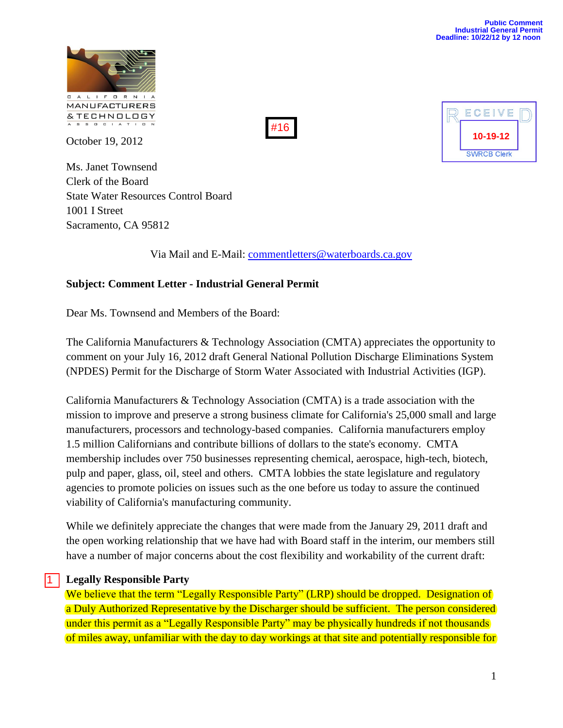Public Comment
Industrial General Permit
Deadline: 10/22/12 by 12 noon

CALIFORNIA MANUFACTURERS & TECHNOLOGY ASSOCIATION

#16

RECEIVED
10-19-12
SWRCB Clerk

October 19, 2012

Ms. Janet Townsend
Clerk of the Board
State Water Resources Control Board
1001 I Street
Sacramento, CA 95812

Via Mail and E-Mail: commentletters@waterboards.ca.gov

**Subject: Comment Letter - Industrial General Permit**

Dear Ms. Townsend and Members of the Board:

The California Manufacturers & Technology Association (CMTA) appreciates the opportunity to comment on your July 16, 2012 draft General National Pollution Discharge Eliminations System (NPDES) Permit for the Discharge of Storm Water Associated with Industrial Activities (IGP).

California Manufacturers & Technology Association (CMTA) is a trade association with the mission to improve and preserve a strong business climate for California's 25,000 small and large manufacturers, processors and technology-based companies. California manufacturers employ 1.5 million Californians and contribute billions of dollars to the state's economy. CMTA membership includes over 750 businesses representing chemical, aerospace, high-tech, biotech, pulp and paper, glass, oil, steel and others. CMTA lobbies the state legislature and regulatory agencies to promote policies on issues such as the one before us today to assure the continued viability of California's manufacturing community.

While we definitely appreciate the changes that were made from the January 29, 2011 draft and the open working relationship that we have had with Board staff in the interim, our members still have a number of major concerns about the cost flexibility and workability of the current draft:

1 **Legally Responsible Party**

We believe that the term "Legally Responsible Party" (LRP) should be dropped. Designation of a Duly Authorized Representative by the Discharger should be sufficient. The person considered under this permit as a "Legally Responsible Party" may be physically hundreds if not thousands of miles away, unfamiliar with the day to day workings at that site and potentially responsible for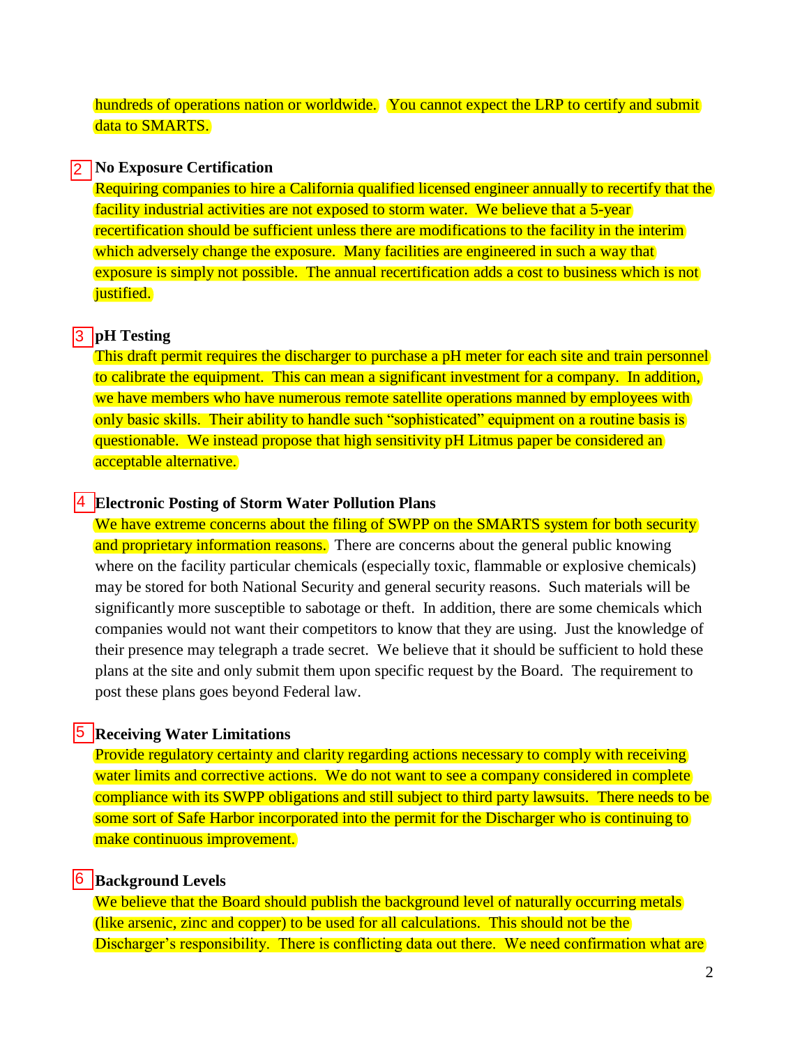hundreds of operations nation or worldwide. You cannot expect the LRP to certify and submit data to SMARTS.

2 **No Exposure Certification**

Requiring companies to hire a California qualified licensed engineer annually to recertify that the facility industrial activities are not exposed to storm water. We believe that a 5-year recertification should be sufficient unless there are modifications to the facility in the interim which adversely change the exposure. Many facilities are engineered in such a way that exposure is simply not possible. The annual recertification adds a cost to business which is not justified.

3 **pH Testing**

This draft permit requires the discharger to purchase a pH meter for each site and train personnel to calibrate the equipment. This can mean a significant investment for a company. In addition, we have members who have numerous remote satellite operations manned by employees with only basic skills. Their ability to handle such "sophisticated" equipment on a routine basis is questionable. We instead propose that high sensitivity pH Litmus paper be considered an acceptable alternative.

4 **Electronic Posting of Storm Water Pollution Plans**

We have extreme concerns about the filing of SWPP on the SMARTS system for both security and proprietary information reasons. There are concerns about the general public knowing where on the facility particular chemicals (especially toxic, flammable or explosive chemicals) may be stored for both National Security and general security reasons. Such materials will be significantly more susceptible to sabotage or theft. In addition, there are some chemicals which companies would not want their competitors to know that they are using. Just the knowledge of their presence may telegraph a trade secret. We believe that it should be sufficient to hold these plans at the site and only submit them upon specific request by the Board. The requirement to post these plans goes beyond Federal law.

5 **Receiving Water Limitations**

Provide regulatory certainty and clarity regarding actions necessary to comply with receiving water limits and corrective actions. We do not want to see a company considered in complete compliance with its SWPP obligations and still subject to third party lawsuits. There needs to be some sort of Safe Harbor incorporated into the permit for the Discharger who is continuing to make continuous improvement.

6 **Background Levels**

We believe that the Board should publish the background level of naturally occurring metals (like arsenic, zinc and copper) to be used for all calculations. This should not be the Discharger's responsibility. There is conflicting data out there. We need confirmation what are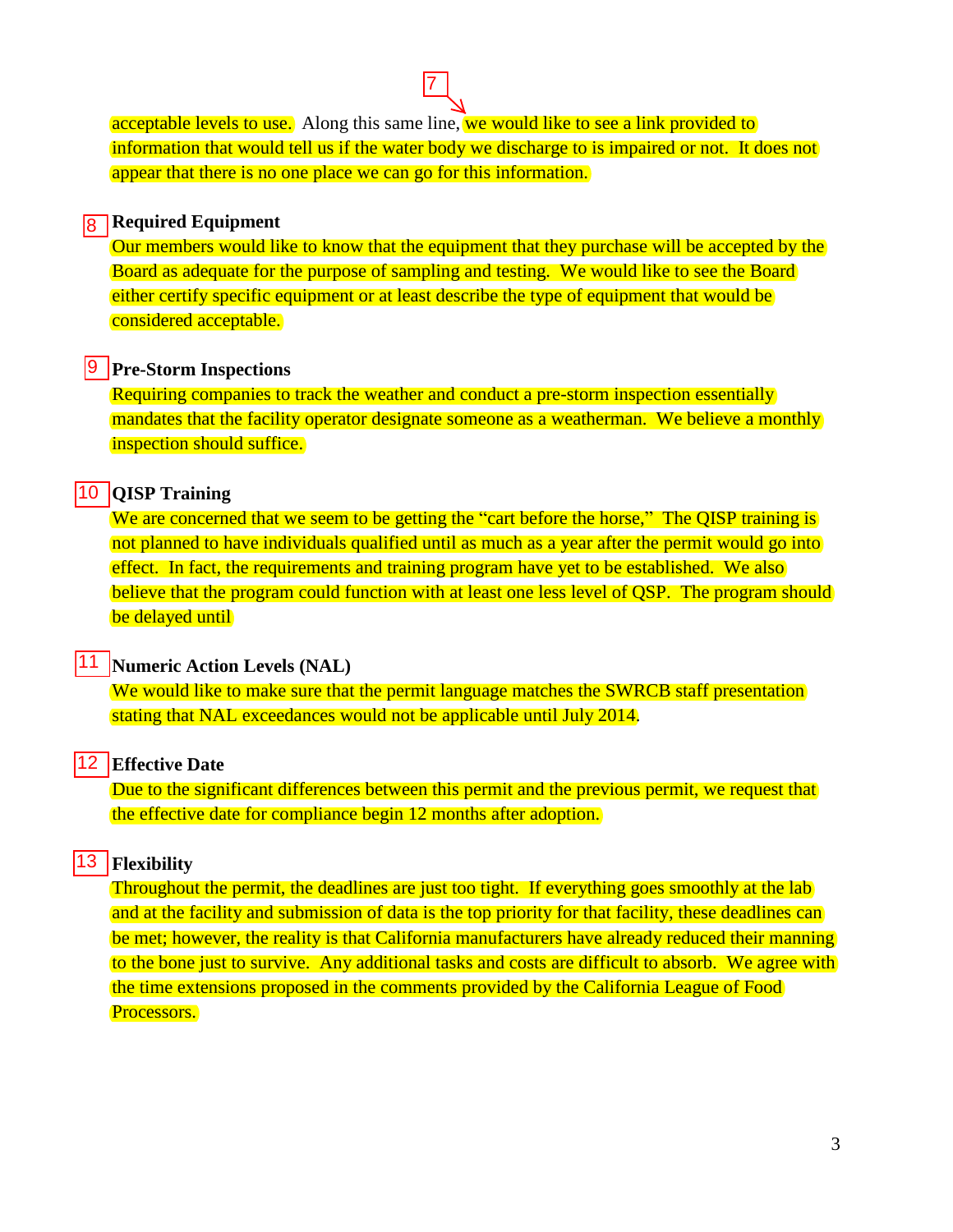7

acceptable levels to use. Along this same line, we would like to see a link provided to information that would tell us if the water body we discharge to is impaired or not. It does not appear that there is no one place we can go for this information.

8 **Required Equipment**

Our members would like to know that the equipment that they purchase will be accepted by the Board as adequate for the purpose of sampling and testing. We would like to see the Board either certify specific equipment or at least describe the type of equipment that would be considered acceptable.

9 **Pre-Storm Inspections**

Requiring companies to track the weather and conduct a pre-storm inspection essentially mandates that the facility operator designate someone as a weatherman. We believe a monthly inspection should suffice.

10 **QISP Training**

We are concerned that we seem to be getting the "cart before the horse," The QISP training is not planned to have individuals qualified until as much as a year after the permit would go into effect. In fact, the requirements and training program have yet to be established. We also believe that the program could function with at least one less level of QSP. The program should be delayed until

11 **Numeric Action Levels (NAL)**

We would like to make sure that the permit language matches the SWRCB staff presentation stating that NAL exceedances would not be applicable until July 2014.

12 **Effective Date**

Due to the significant differences between this permit and the previous permit, we request that the effective date for compliance begin 12 months after adoption.

13 **Flexibility**

Throughout the permit, the deadlines are just too tight. If everything goes smoothly at the lab and at the facility and submission of data is the top priority for that facility, these deadlines can be met; however, the reality is that California manufacturers have already reduced their manning to the bone just to survive. Any additional tasks and costs are difficult to absorb. We agree with the time extensions proposed in the comments provided by the California League of Food Processors.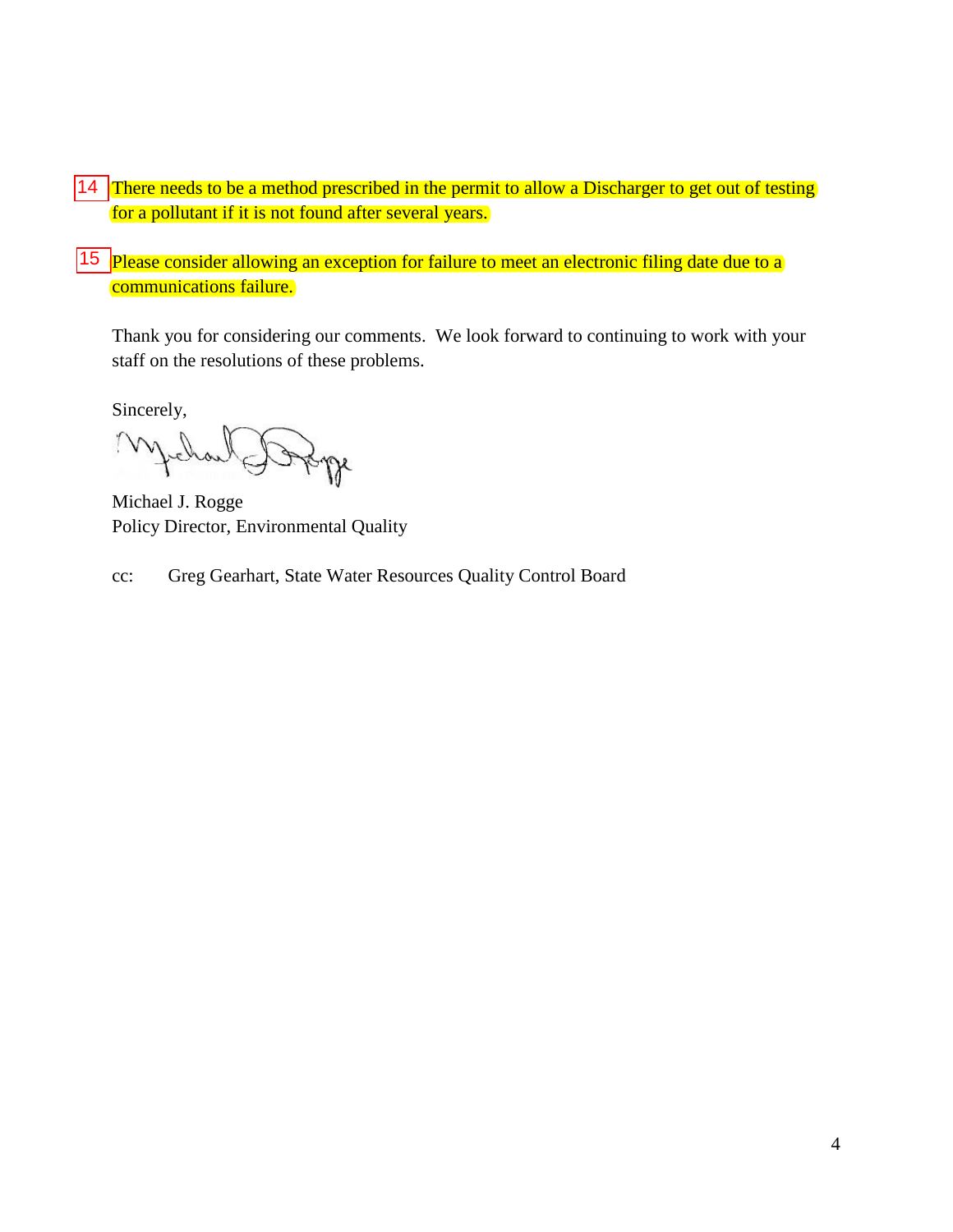14 There needs to be a method prescribed in the permit to allow a Discharger to get out of testing for a pollutant if it is not found after several years.

15 Please consider allowing an exception for failure to meet an electronic filing date due to a communications failure.

Thank you for considering our comments. We look forward to continuing to work with your staff on the resolutions of these problems.

Sincerely,

Michael J. Rogge
Policy Director, Environmental Quality

cc: Greg Gearhart, State Water Resources Quality Control Board